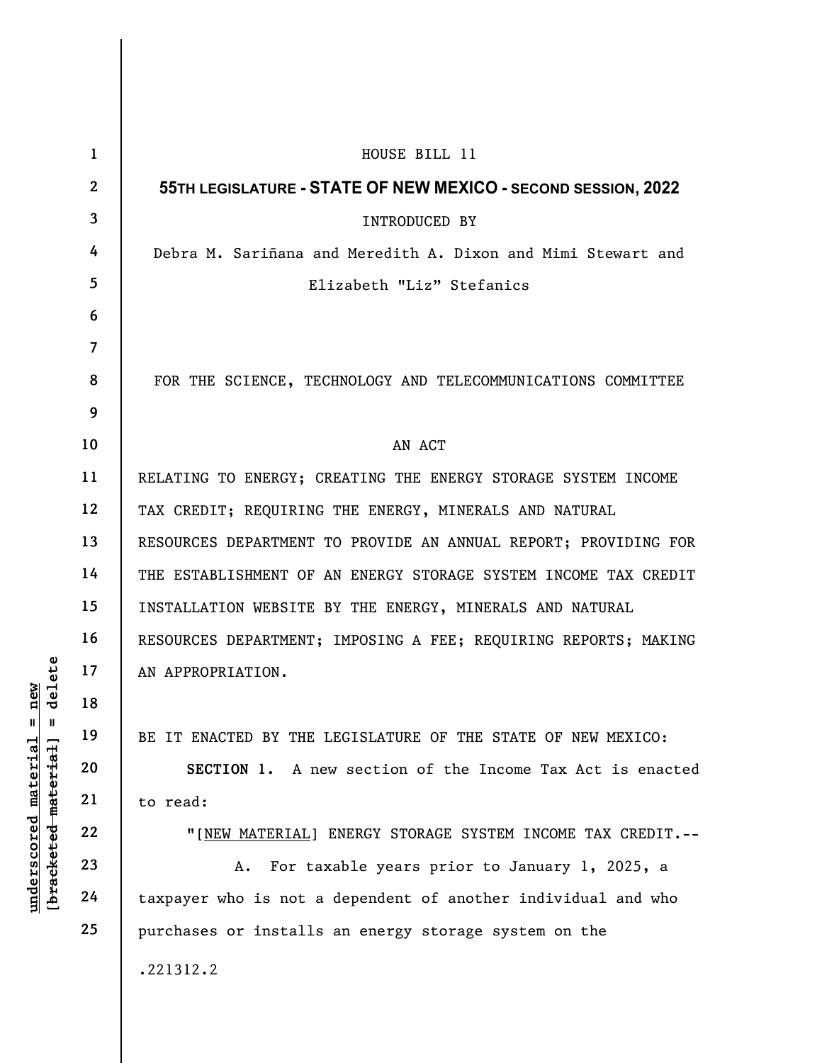HOUSE BILL 11

**55TH LEGISLATURE - STATE OF NEW MEXICO - SECOND SESSION, 2022**

INTRODUCED BY

Debra M. Sariñana and Meredith A. Dixon and Mimi Stewart and Elizabeth "Liz" Stefanics

FOR THE SCIENCE, TECHNOLOGY AND TELECOMMUNICATIONS COMMITTEE

AN ACT

RELATING TO ENERGY; CREATING THE ENERGY STORAGE SYSTEM INCOME TAX CREDIT; REQUIRING THE ENERGY, MINERALS AND NATURAL RESOURCES DEPARTMENT TO PROVIDE AN ANNUAL REPORT; PROVIDING FOR THE ESTABLISHMENT OF AN ENERGY STORAGE SYSTEM INCOME TAX CREDIT INSTALLATION WEBSITE BY THE ENERGY, MINERALS AND NATURAL RESOURCES DEPARTMENT; IMPOSING A FEE; REQUIRING REPORTS; MAKING AN APPROPRIATION.

BE IT ENACTED BY THE LEGISLATURE OF THE STATE OF NEW MEXICO:

**SECTION 1.** A new section of the Income Tax Act is enacted to read:

"[NEW MATERIAL] ENERGY STORAGE SYSTEM INCOME TAX CREDIT.--

A. For taxable years prior to January 1, 2025, a taxpayer who is not a dependent of another individual and who purchases or installs an energy storage system on the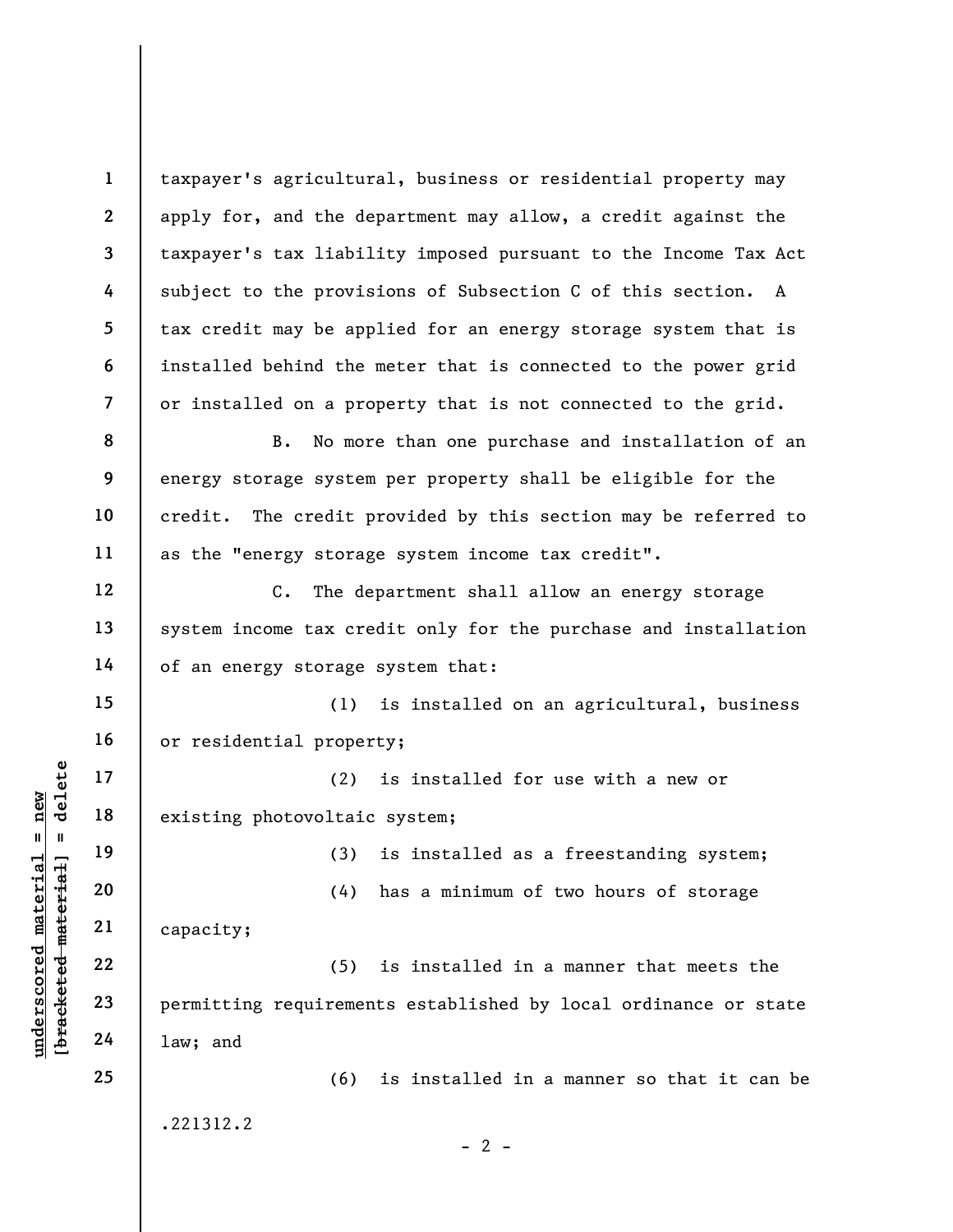taxpayer's agricultural, business or residential property may apply for, and the department may allow, a credit against the taxpayer's tax liability imposed pursuant to the Income Tax Act subject to the provisions of Subsection C of this section. A tax credit may be applied for an energy storage system that is installed behind the meter that is connected to the power grid or installed on a property that is not connected to the grid.

B. No more than one purchase and installation of an energy storage system per property shall be eligible for the credit. The credit provided by this section may be referred to as the "energy storage system income tax credit".

C. The department shall allow an energy storage system income tax credit only for the purchase and installation of an energy storage system that:

(1) is installed on an agricultural, business or residential property;

(2) is installed for use with a new or existing photovoltaic system;

(3) is installed as a freestanding system;

(4) has a minimum of two hours of storage capacity;

(5) is installed in a manner that meets the permitting requirements established by local ordinance or state law; and

(6) is installed in a manner so that it can be

.221312.2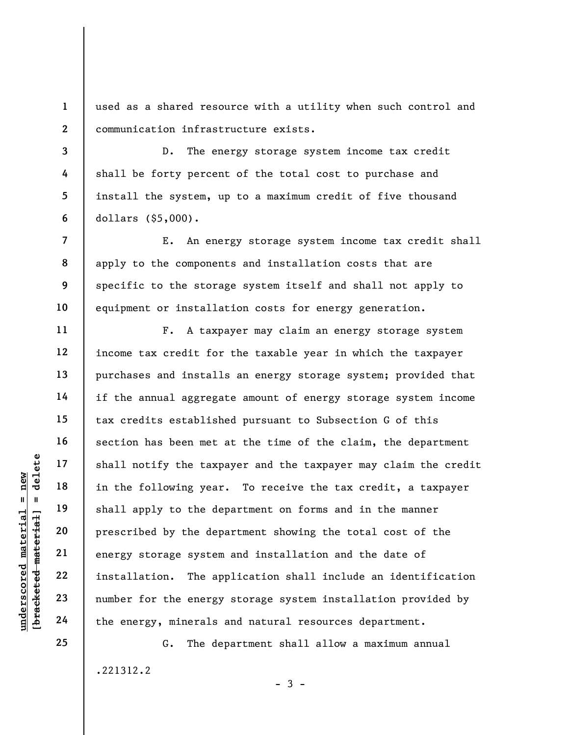used as a shared resource with a utility when such control and communication infrastructure exists.

D. The energy storage system income tax credit shall be forty percent of the total cost to purchase and install the system, up to a maximum credit of five thousand dollars ($5,000).

E. An energy storage system income tax credit shall apply to the components and installation costs that are specific to the storage system itself and shall not apply to equipment or installation costs for energy generation.

F. A taxpayer may claim an energy storage system income tax credit for the taxable year in which the taxpayer purchases and installs an energy storage system; provided that if the annual aggregate amount of energy storage system income tax credits established pursuant to Subsection G of this section has been met at the time of the claim, the department shall notify the taxpayer and the taxpayer may claim the credit in the following year. To receive the tax credit, a taxpayer shall apply to the department on forms and in the manner prescribed by the department showing the total cost of the energy storage system and installation and the date of installation. The application shall include an identification number for the energy storage system installation provided by the energy, minerals and natural resources department.

G. The department shall allow a maximum annual

.221312.2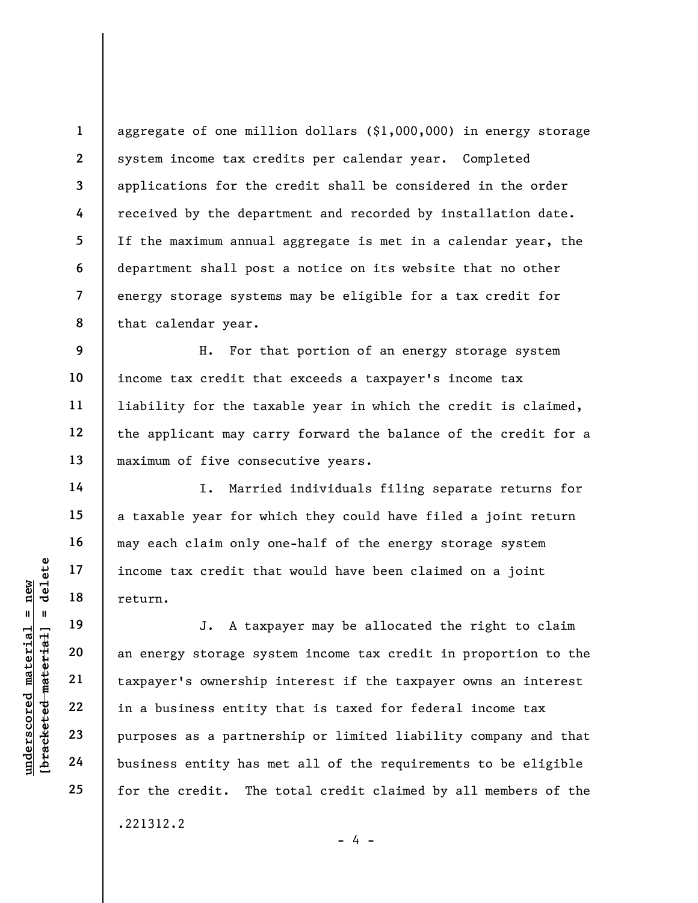aggregate of one million dollars ($1,000,000) in energy storage system income tax credits per calendar year. Completed applications for the credit shall be considered in the order received by the department and recorded by installation date. If the maximum annual aggregate is met in a calendar year, the department shall post a notice on its website that no other energy storage systems may be eligible for a tax credit for that calendar year.

H. For that portion of an energy storage system income tax credit that exceeds a taxpayer's income tax liability for the taxable year in which the credit is claimed, the applicant may carry forward the balance of the credit for a maximum of five consecutive years.

I. Married individuals filing separate returns for a taxable year for which they could have filed a joint return may each claim only one-half of the energy storage system income tax credit that would have been claimed on a joint return.

J. A taxpayer may be allocated the right to claim an energy storage system income tax credit in proportion to the taxpayer's ownership interest if the taxpayer owns an interest in a business entity that is taxed for federal income tax purposes as a partnership or limited liability company and that business entity has met all of the requirements to be eligible for the credit. The total credit claimed by all members of the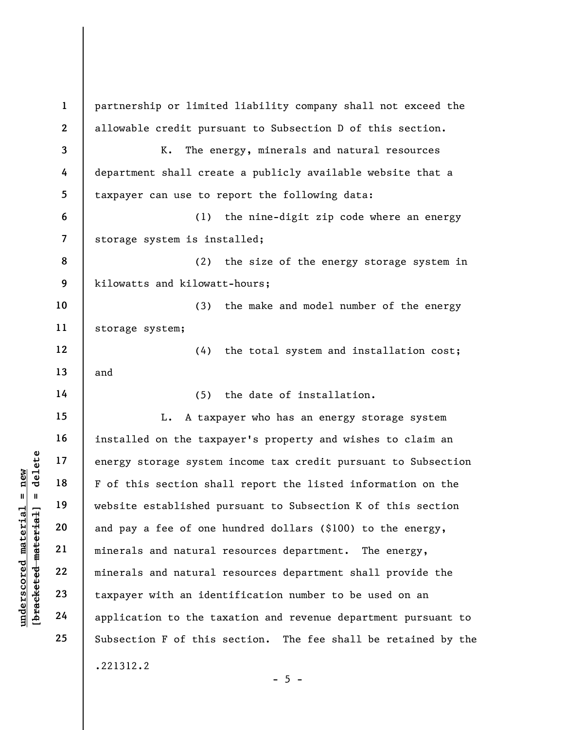partnership or limited liability company shall not exceed the allowable credit pursuant to Subsection D of this section.

K. The energy, minerals and natural resources department shall create a publicly available website that a taxpayer can use to report the following data:

(1) the nine-digit zip code where an energy storage system is installed;

(2) the size of the energy storage system in kilowatts and kilowatt-hours;

(3) the make and model number of the energy storage system;

(4) the total system and installation cost; and

(5) the date of installation.

L. A taxpayer who has an energy storage system installed on the taxpayer's property and wishes to claim an energy storage system income tax credit pursuant to Subsection F of this section shall report the listed information on the website established pursuant to Subsection K of this section and pay a fee of one hundred dollars ($100) to the energy, minerals and natural resources department. The energy, minerals and natural resources department shall provide the taxpayer with an identification number to be used on an application to the taxation and revenue department pursuant to Subsection F of this section. The fee shall be retained by the

.221312.2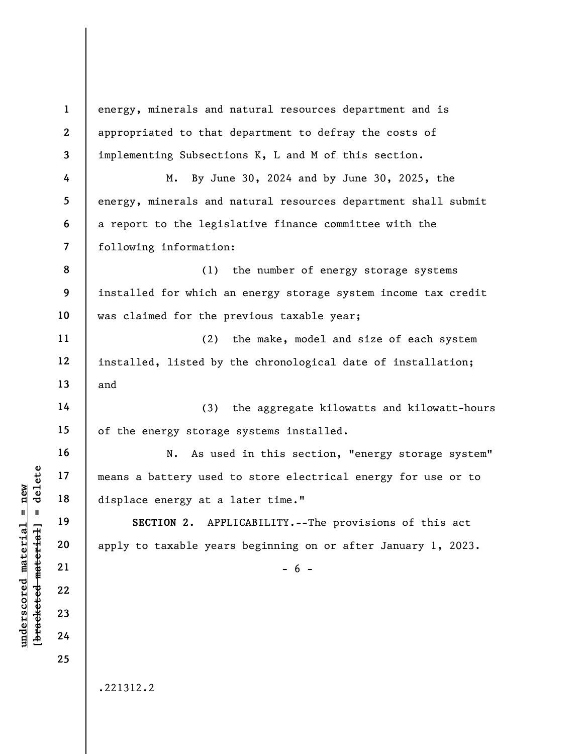energy, minerals and natural resources department and is appropriated to that department to defray the costs of implementing Subsections K, L and M of this section.

M. By June 30, 2024 and by June 30, 2025, the energy, minerals and natural resources department shall submit a report to the legislative finance committee with the following information:

(1) the number of energy storage systems installed for which an energy storage system income tax credit was claimed for the previous taxable year;

(2) the make, model and size of each system installed, listed by the chronological date of installation; and

(3) the aggregate kilowatts and kilowatt-hours of the energy storage systems installed.

N. As used in this section, "energy storage system" means a battery used to store electrical energy for use or to displace energy at a later time."

**SECTION 2.** APPLICABILITY.--The provisions of this act apply to taxable years beginning on or after January 1, 2023.

.221312.2